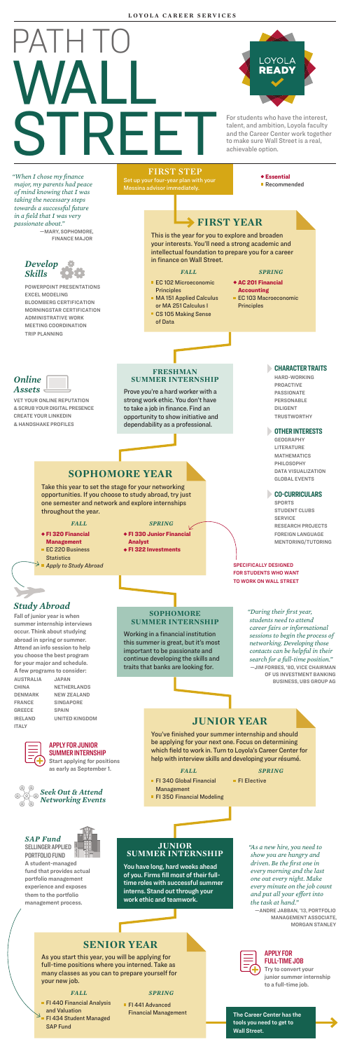LOYOLA CAREER SERVICES

# PATH TO WALL STREET

LOYOLA READY

For students who have the interest, talent, and ambition, Loyola faculty and the Career Center work together to make sure Wall Street is a real, achievable option.

*"When I chose my finance major, my parents had peace of mind knowing that I was taking the necessary steps towards a successful future in a field that I was very passionate about."*
—MARY, SOPHOMORE, FINANCE MAJOR

### *Develop Skills*

POWERPOINT PRESENTATIONS
EXCEL MODELING
BLOOMBERG CERTIFICATION
MORNINGSTAR CERTIFICATION
ADMINISTRATIVE WORK
MEETING COORDINATION
TRIP PLANNING

### *Online Assets*

VET YOUR ONLINE REPUTATION & SCRUB YOUR DIGITAL PRESENCE
CREATE YOUR LINKEDIN & HANDSHAKE PROFILES

## FIRST STEP

Set up your four-year plan with your Messina advisor immediately.

◆ Essential
■ Recommended

## FIRST YEAR

This is the year for you to explore and broaden your interests. You'll need a strong academic and intellectual foundation to prepare you for a career in finance on Wall Street.

*FALL*
- ■ EC 102 Microeconomic Principles
- ■ MA 151 Applied Calculus or MA 251 Calculus I
- ■ CS 105 Making Sense of Data

*SPRING*
- ◆ **AC 201 Financial Accounting**
- ■ EC 103 Macroeconomic Principles

## FRESHMAN SUMMER INTERNSHIP

Prove you're a hard worker with a strong work ethic. You don't have to take a job in finance. Find an opportunity to show initiative and dependability as a professional.

### CHARACTER TRAITS

HARD-WORKING
PROACTIVE
PASSIONATE
PERSONABLE
DILIGENT
TRUSTWORTHY

### OTHER INTERESTS

GEOGRAPHY
LITERATURE
MATHEMATICS
PHILOSOPHY
DATA VISUALIZATION
GLOBAL EVENTS

### CO-CURRICULARS

SPORTS
STUDENT CLUBS
SERVICE
RESEARCH PROJECTS
FOREIGN LANGUAGE
MENTORING/TUTORING

## SOPHOMORE YEAR

Take this year to set the stage for your networking opportunities. If you choose to study abroad, try just one semester and network and explore internships throughout the year.

*FALL*
- ◆ **FI 320 Financial Management**
- ■ EC 220 Business Statistics
- *Apply to Study Abroad*

*SPRING*
- ◆ **FI 330 Junior Financial Analyst**
- ◆ **FI 322 Investments**

SPECIFICALLY DESIGNED FOR STUDENTS WHO WANT TO WORK ON WALL STREET

### *Study Abroad*

Fall of junior year is when summer internship interviews occur. Think about studying abroad in spring or summer. Attend an info session to help you choose the best program for your major and schedule. A few programs to consider:

AUSTRALIA
CHINA
DENMARK
FRANCE
GREECE
IRELAND
ITALY
JAPAN
NETHERLANDS
NEW ZEALAND
SINGAPORE
SPAIN
UNITED KINGDOM

## SOPHOMORE SUMMER INTERNSHIP

Working in a financial institution this summer is great, but it's most important to be passionate and continue developing the skills and traits that banks are looking for.

*"During their first year, students need to attend career fairs or informational sessions to begin the process of networking. Developing those contacts can be helpful in their search for a full-time position."*
—JIM FORBES, '80, VICE CHAIRMAN OF US INVESTMENT BANKING BUSINESS, UBS GROUP AG

### APPLY FOR JUNIOR SUMMER INTERNSHIP

Start applying for positions as early as September 1.

### *Seek Out & Attend Networking Events*

## JUNIOR YEAR

You've finished your summer internship and should be applying for your next one. Focus on determining which field to work in. Turn to Loyola's Career Center for help with interview skills and developing your résumé.

*FALL*
- ■ FI 340 Global Financial Management
- ■ FI 350 Financial Modeling

*SPRING*
- ■ FI Elective

### *SAP Fund*

**SELLINGER APPLIED PORTFOLIO FUND**

A student-managed fund that provides actual portfolio management experience and exposes them to the portfolio management process.

## JUNIOR SUMMER INTERNSHIP

You have long, hard weeks ahead of you. Firms fill most of their full-time roles with successful summer interns. Stand out through your work ethic and teamwork.

*"As a new hire, you need to show you are hungry and driven. Be the first one in every morning and the last one out every night. Make every minute on the job count and put all your effort into the task at hand."*
—ANDRE JABBAN, '13, PORTFOLIO MANAGEMENT ASSOCIATE, MORGAN STANLEY

## SENIOR YEAR

As you start this year, you will be applying for full-time positions where you interned. Take as many classes as you can to prepare yourself for your new job.

*FALL*
- ■ FI 440 Financial Analysis and Valuation
- ■ FI 434 Student Managed SAP Fund

*SPRING*
- ■ FI 441 Advanced Financial Management

### APPLY FOR FULL-TIME JOB

Try to convert your junior summer internship to a full-time job.

**The Career Center has the tools you need to get to Wall Street.**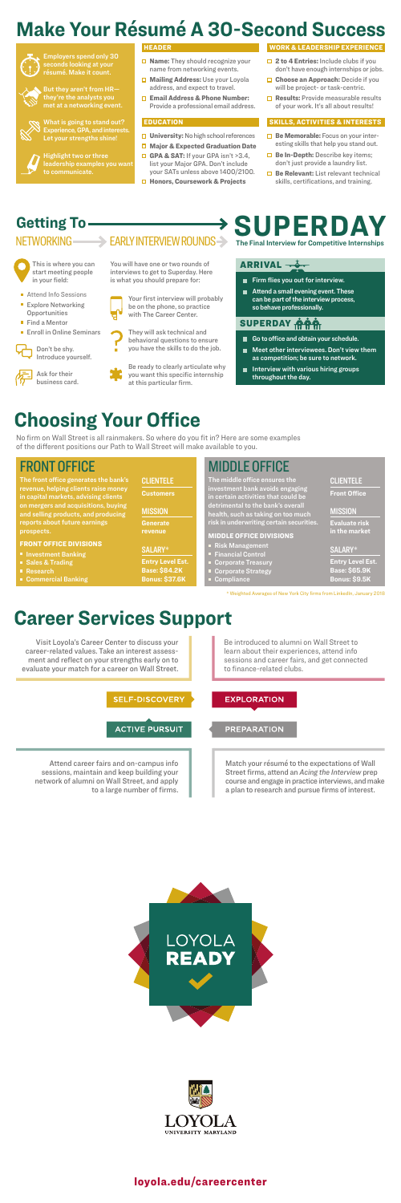# Make Your Résumé A 30-Second Success

**Employers spend only 30 seconds looking at your résumé. Make it count.**

**But they aren't from HR—they're the analysts you met at a networking event.**

**What is going to stand out? Experience, GPA, and interests. Let your strengths shine!**

**Highlight two or three leadership examples you want to communicate.**

### HEADER

- **Name:** They should recognize your name from networking events.
- **Mailing Address:** Use your Loyola address, and expect to travel.
- **Email Address & Phone Number:** Provide a professional email address.

### EDUCATION

- **University:** No high school references
- **Major & Expected Graduation Date**
- **GPA & SAT:** If your GPA isn't >3.4, list your Major GPA. Don't include your SATs unless above 1400/2100.
- **Honors, Coursework & Projects**

### WORK & LEADERSHIP EXPERIENCE

- **2 to 4 Entries:** Include clubs if you don't have enough internships or jobs.
- **Choose an Approach:** Decide if you will be project- or task-centric.
- **Results:** Provide measurable results of your work. It's all about results!

### SKILLS, ACTIVITIES & INTERESTS

- **Be Memorable:** Focus on your interesting skills that help you stand out.
- **Be In-Depth:** Describe key items; don't just provide a laundry list.
- **Be Relevant:** List relevant technical skills, certifications, and training.

# Getting To SUPERDAY

**The Final Interview for Competitive Internships**

## NETWORKING

This is where you can start meeting people in your field:

- Attend Info Sessions
- Explore Networking Opportunities
- Find a Mentor
- Enroll in Online Seminars

Don't be shy. Introduce yourself.

Ask for their business card.

## EARLY INTERVIEW ROUNDS

You will have one or two rounds of interviews to get to Superday. Here is what you should prepare for:

Your first interview will probably be on the phone, so practice with The Career Center.

They will ask technical and behavioral questions to ensure you have the skills to do the job.

Be ready to clearly articulate why you want this specific internship at this particular firm.

## ARRIVAL

- **Firm flies you out for interview.**
- **Attend a small evening event. These can be part of the interview process, so behave professionally.**

## SUPERDAY

- **Go to office and obtain your schedule.**
- **Meet other interviewees. Don't view them as competition; be sure to network.**
- **Interview with various hiring groups throughout the day.**

# Choosing Your Office

No firm on Wall Street is all rainmakers. So where do you fit in? Here are some examples of the different positions our Path to Wall Street will make available to you.

## FRONT OFFICE

**The front office generates the bank's revenue, helping clients raise money in capital markets, advising clients on mergers and acquisitions, buying and selling products, and producing reports about future earnings prospects.**

**FRONT OFFICE DIVISIONS**

- **Investment Banking**
- **Sales & Trading**
- **Research**
- **Commercial Banking**

**CLIENTELE**
**Customers**

**MISSION**
**Generate revenue**

**SALARY***
**Entry Level Est.**
**Base: $64.2K**
**Bonus: $37.6K**

## MIDDLE OFFICE

**The middle office ensures the investment bank avoids engaging in certain activities that could be detrimental to the bank's overall health, such as taking on too much risk in underwriting certain securities.**

**MIDDLE OFFICE DIVISIONS**

- **Risk Management**
- **Financial Control**
- **Corporate Treasury**
- **Corporate Strategy**
- **Compliance**

**CLIENTELE**
**Front Office**

**MISSION**
**Evaluate risk in the market**

**SALARY***
**Entry Level Est.**
**Base: $65.9K**
**Bonus: $9.5K**

* Weighted Averages of New York City firms from LinkedIn, January 2018

# Career Services Support

**SELF-DISCOVERY**

Visit Loyola's Career Center to discuss your career-related values. Take an interest assessment and reflect on your strengths early on to evaluate your match for a career on Wall Street.

**EXPLORATION**

Be introduced to alumni on Wall Street to learn about their experiences, attend info sessions and career fairs, and get connected to finance-related clubs.

**ACTIVE PURSUIT**

Attend career fairs and on-campus info sessions, maintain and keep building your network of alumni on Wall Street, and apply to a large number of firms.

**PREPARATION**

Match your résumé to the expectations of Wall Street firms, attend an *Acing the Interview* prep course and engage in practice interviews, and make a plan to research and pursue firms of interest.

LOYOLA **READY**

LOYOLA UNIVERSITY MARYLAND

**loyola.edu/careercenter**